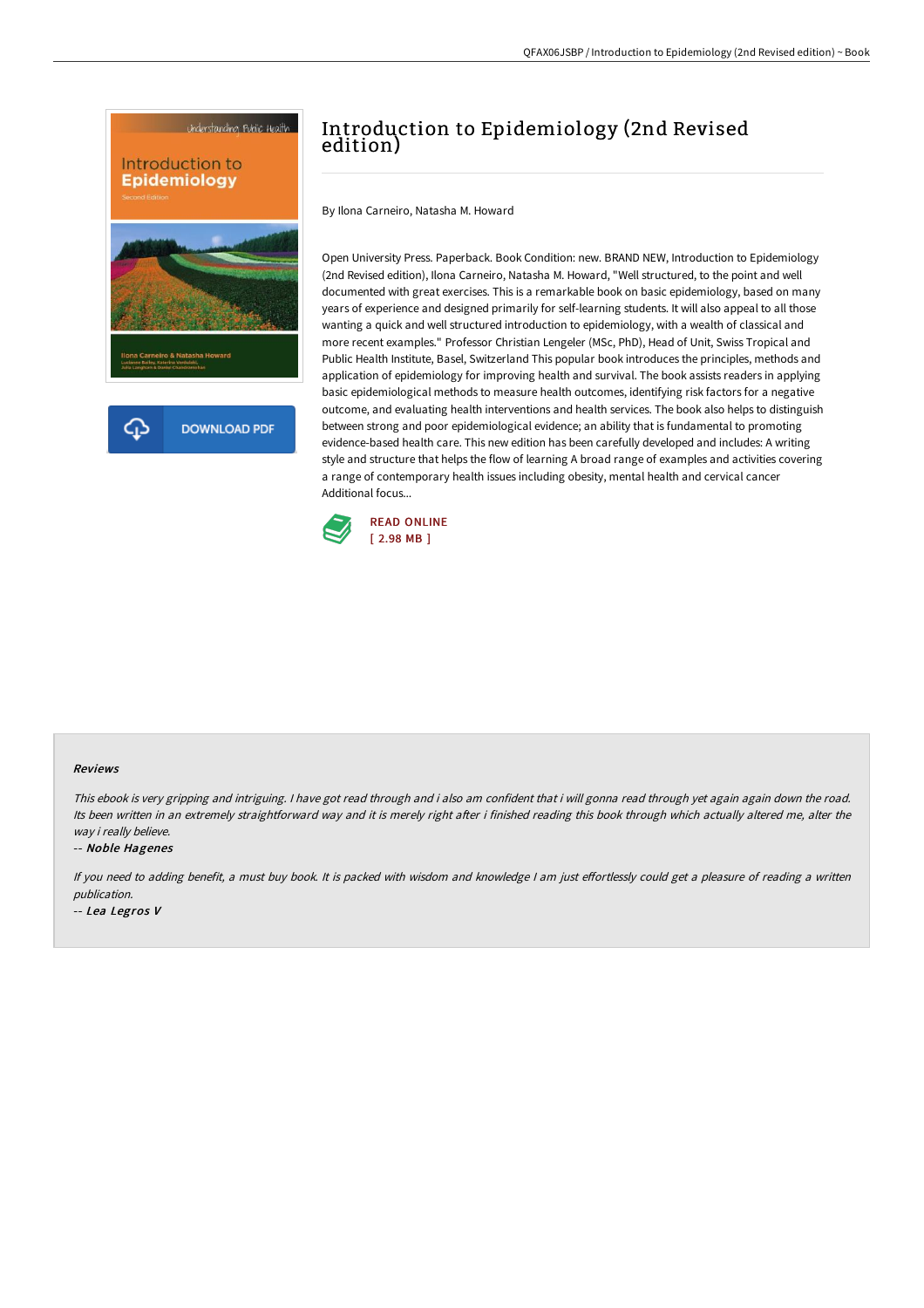# Introduction to Epidemiology (2nd Revised edition)

By Ilona Carneiro, Natasha M. Howard

Open University Press. Paperback. Book Condition: new. BRAND NEW, Introduction to Epidemiology (2nd Revised edition), Ilona Carneiro, Natasha M. Howard, "Well structured, to the point and well documented with great exercises. This is a remarkable book on basic epidemiology, based on many years of experience and designed primarily for self-learning students. It will also appeal to all those wanting a quick and well structured introduction to epidemiology, with a wealth of classical and more recent examples." Professor Christian Lengeler (MSc, PhD), Head of Unit, Swiss Tropical and Public Health Institute, Basel, Switzerland This popular book introduces the principles, methods and application of epidemiology for improving health and survival. The book assists readers in applying basic epidemiological methods to measure health outcomes, identifying risk factors for a negative outcome, and evaluating health interventions and health services. The book also helps to distinguish between strong and poor epidemiological evidence; an ability that is fundamental to promoting evidence-based health care. This new edition has been carefully developed and includes: A writing style and structure that helps the flow of learning A broad range of examples and activities covering a range of contemporary health issues including obesity, mental health and cervical cancer Additional focus...

READ ONLINE
[ 2.98 MB ]

#### Reviews

*This ebook is very gripping and intriguing. I have got read through and i also am confident that i will gonna read through yet again again down the road. Its been written in an extremely straightforward way and it is merely right after i finished reading this book through which actually altered me, alter the way i really believe.*

-- ***Noble Hagenes***

*If you need to adding benefit, a must buy book. It is packed with wisdom and knowledge I am just effortlessly could get a pleasure of reading a written publication.*

-- ***Lea Legros V***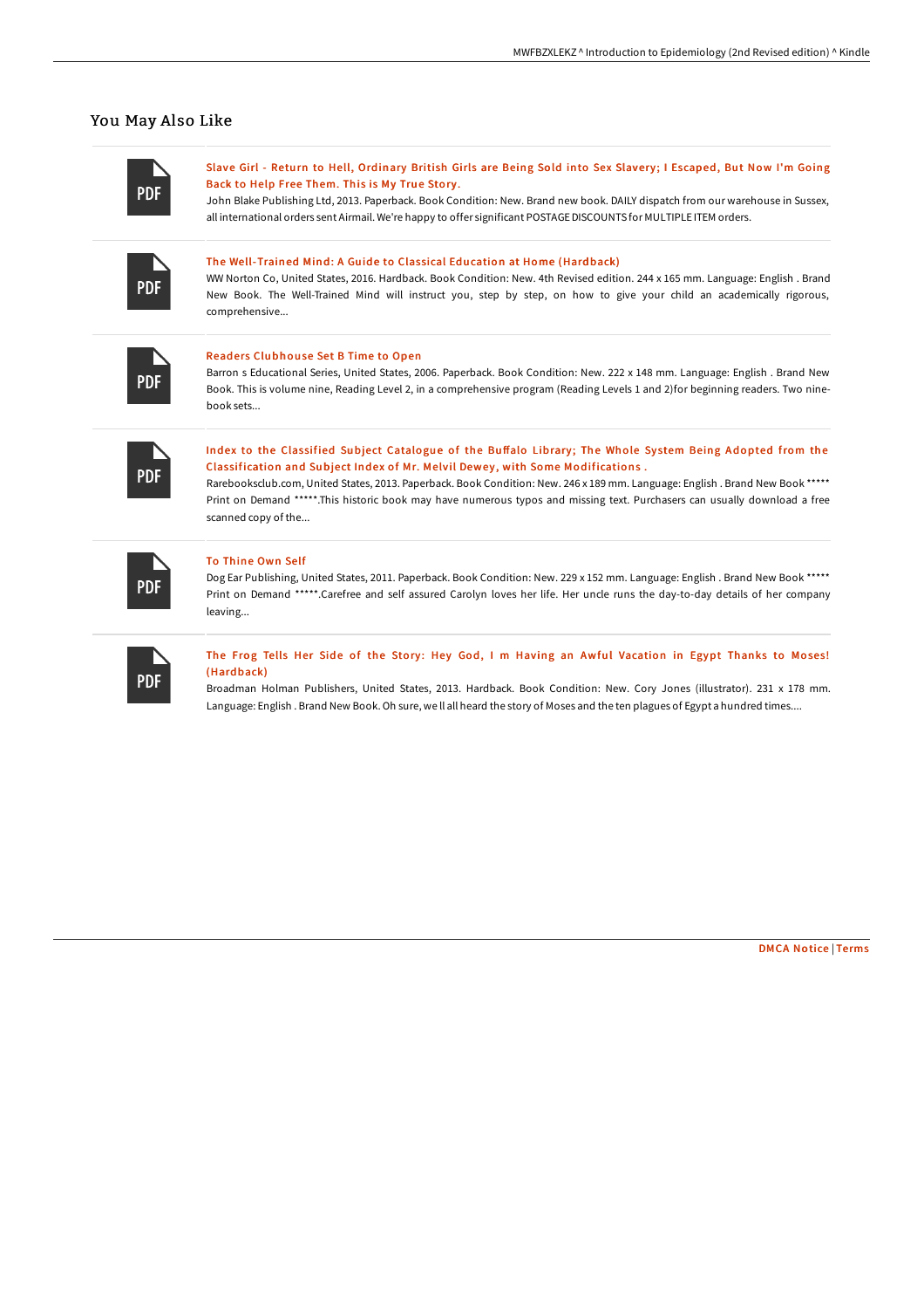## You May Also Like

**Slave Girl - Return to Hell, Ordinary British Girls are Being Sold into Sex Slavery; I Escaped, But Now I'm Going Back to Help Free Them. This is My True Story.**

John Blake Publishing Ltd, 2013. Paperback. Book Condition: New. Brand new book. DAILY dispatch from our warehouse in Sussex, all international orders sent Airmail. We're happy to offer significant POSTAGE DISCOUNTS for MULTIPLE ITEM orders.

**The Well-Trained Mind: A Guide to Classical Education at Home (Hardback)**

WW Norton Co, United States, 2016. Hardback. Book Condition: New. 4th Revised edition. 244 x 165 mm. Language: English . Brand New Book. The Well-Trained Mind will instruct you, step by step, on how to give your child an academically rigorous, comprehensive...

**Readers Clubhouse Set B Time to Open**

Barron s Educational Series, United States, 2006. Paperback. Book Condition: New. 222 x 148 mm. Language: English . Brand New Book. This is volume nine, Reading Level 2, in a comprehensive program (Reading Levels 1 and 2)for beginning readers. Two nine-book sets...

**Index to the Classified Subject Catalogue of the Buffalo Library; The Whole System Being Adopted from the Classification and Subject Index of Mr. Melvil Dewey, with Some Modifications .**

Rarebooksclub.com, United States, 2013. Paperback. Book Condition: New. 246 x 189 mm. Language: English . Brand New Book ***** Print on Demand *****.This historic book may have numerous typos and missing text. Purchasers can usually download a free scanned copy of the...

**To Thine Own Self**

Dog Ear Publishing, United States, 2011. Paperback. Book Condition: New. 229 x 152 mm. Language: English . Brand New Book ***** Print on Demand *****.Carefree and self assured Carolyn loves her life. Her uncle runs the day-to-day details of her company leaving...

**The Frog Tells Her Side of the Story: Hey God, I m Having an Awful Vacation in Egypt Thanks to Moses! (Hardback)**

Broadman Holman Publishers, United States, 2013. Hardback. Book Condition: New. Cory Jones (illustrator). 231 x 178 mm. Language: English . Brand New Book. Oh sure, we ll all heard the story of Moses and the ten plagues of Egypt a hundred times....

DMCA Notice | Terms